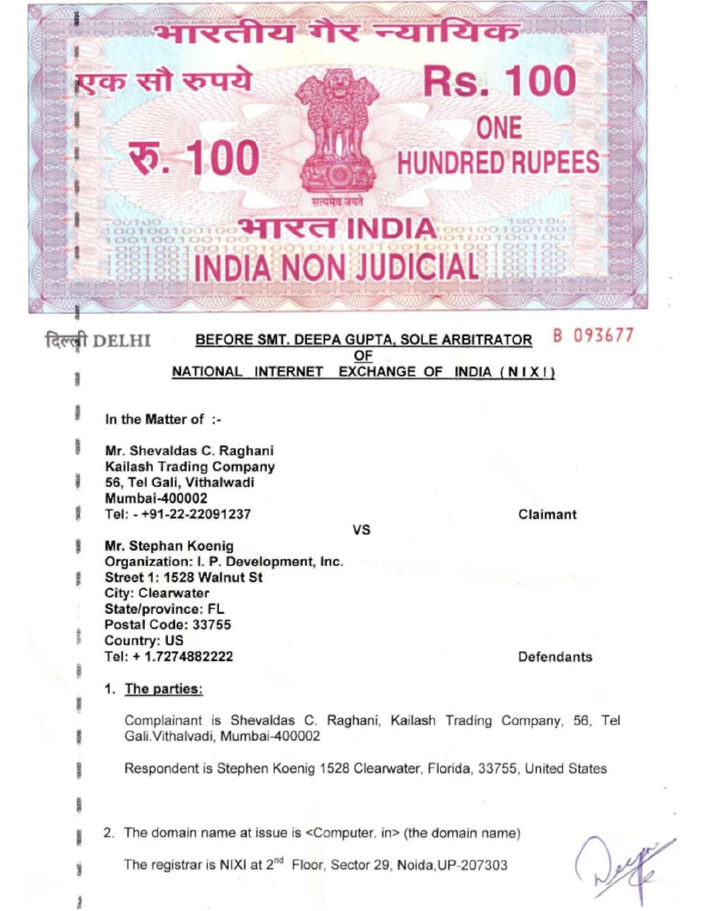भारतीय गैर न्यायिक

एक सौ रुपये

Rs. 100

रु. 100

ONE HUNDRED RUPEES

सत्यमेव जयते

भारत INDIA

INDIA NON JUDICIAL

दिल्ली DELHI

B 093677

**BEFORE SMT. DEEPA GUPTA, SOLE ARBITRATOR**
**OF**
**NATIONAL INTERNET EXCHANGE OF INDIA (N I X I)**

**In the Matter of :-**

**Mr. Shevaldas C. Raghani**
**Kailash Trading Company**
**56, Tel Gali, Vithalwadi**
**Mumbai-400002**
**Tel: - +91-22-22091237** — **Claimant**

**VS**

**Mr. Stephan Koenig**
**Organization: I. P. Development, Inc.**
**Street 1: 1528 Walnut St**
**City: Clearwater**
**State/province: FL**
**Postal Code: 33755**
**Country: US**
**Tel: + 1.7274882222** — **Defendants**

1. **The parties:**

   Complainant is Shevaldas C. Raghani, Kailash Trading Company, 56, Tel Gali.Vithalvadi, Mumbai-400002

   Respondent is Stephen Koenig 1528 Clearwater, Florida, 33755, United States

2. The domain name at issue is <Computer. in> (the domain name)

   The registrar is NIXI at 2nd Floor, Sector 29, Noida,UP-207303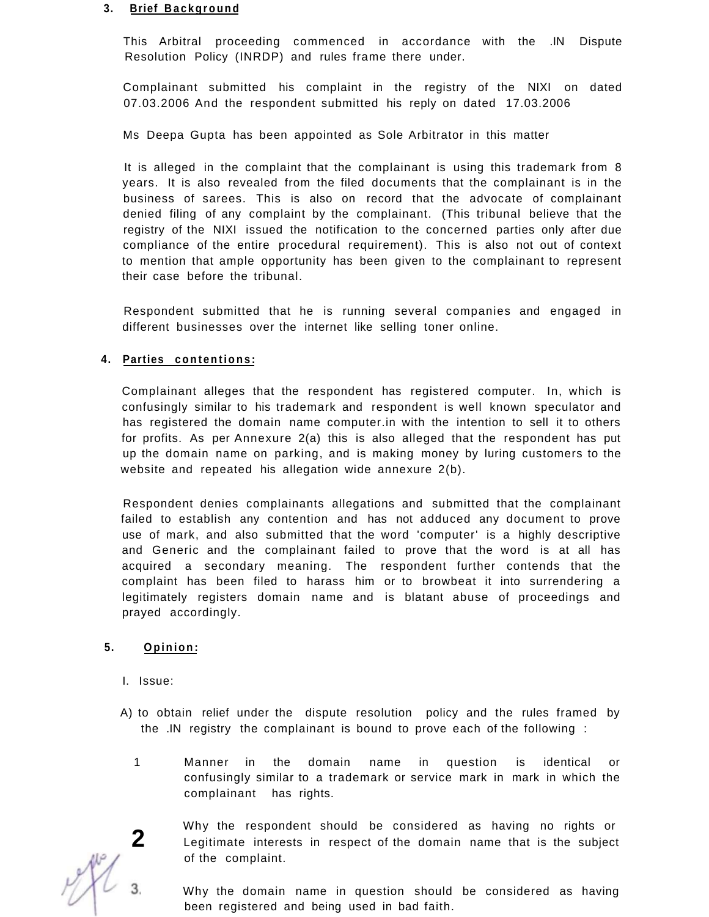## 3. Brief Background

This Arbitral proceeding commenced in accordance with the .IN Dispute Resolution Policy (INRDP) and rules frame there under.

Complainant submitted his complaint in the registry of the NIXI on dated 07.03.2006 And the respondent submitted his reply on dated 17.03.2006

Ms Deepa Gupta has been appointed as Sole Arbitrator in this matter

It is alleged in the complaint that the complainant is using this trademark from 8 years. It is also revealed from the filed documents that the complainant is in the business of sarees. This is also on record that the advocate of complainant denied filing of any complaint by the complainant. (This tribunal believe that the registry of the NIXI issued the notification to the concerned parties only after due compliance of the entire procedural requirement). This is also not out of context to mention that ample opportunity has been given to the complainant to represent their case before the tribunal.

Respondent submitted that he is running several companies and engaged in different businesses over the internet like selling toner online.

## 4. Parties contentions:

Complainant alleges that the respondent has registered computer. In, which is confusingly similar to his trademark and respondent is well known speculator and has registered the domain name computer.in with the intention to sell it to others for profits. As per Annexure 2(a) this is also alleged that the respondent has put up the domain name on parking, and is making money by luring customers to the website and repeated his allegation wide annexure 2(b).

Respondent denies complainants allegations and submitted that the complainant failed to establish any contention and has not adduced any document to prove use of mark, and also submitted that the word 'computer' is a highly descriptive and Generic and the complainant failed to prove that the word is at all has acquired a secondary meaning. The respondent further contends that the complaint has been filed to harass him or to browbeat it into surrendering a legitimately registers domain name and is blatant abuse of proceedings and prayed accordingly.

## 5. Opinion:

I. Issue:

A) to obtain relief under the dispute resolution policy and the rules framed by the .IN registry the complainant is bound to prove each of the following :

1. Manner in the domain name in question is identical or confusingly similar to a trademark or service mark in mark in which the complainant has rights.

2. Why the respondent should be considered as having no rights or Legitimate interests in respect of the domain name that is the subject of the complaint.

3. Why the domain name in question should be considered as having been registered and being used in bad faith.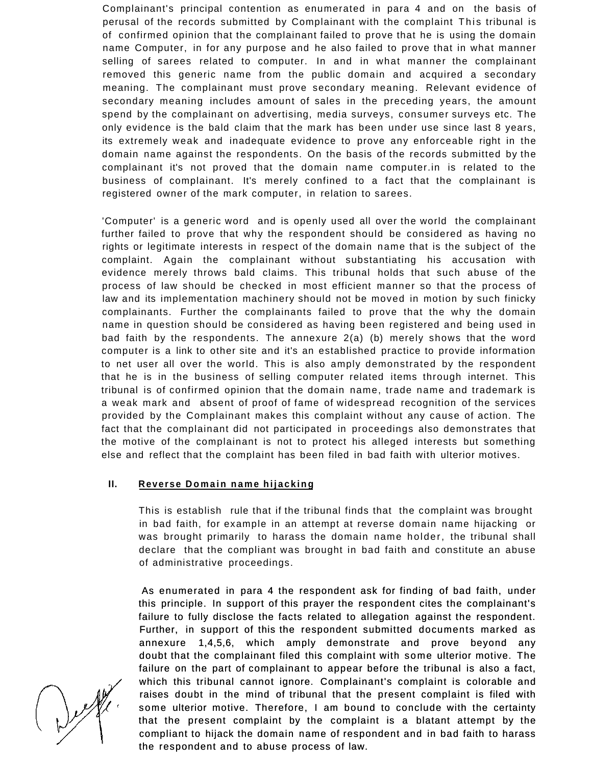Complainant's principal contention as enumerated in para 4 and on the basis of perusal of the records submitted by Complainant with the complaint This tribunal is of confirmed opinion that the complainant failed to prove that he is using the domain name Computer, in for any purpose and he also failed to prove that in what manner selling of sarees related to computer. In and in what manner the complainant removed this generic name from the public domain and acquired a secondary meaning. The complainant must prove secondary meaning. Relevant evidence of secondary meaning includes amount of sales in the preceding years, the amount spend by the complainant on advertising, media surveys, consumer surveys etc. The only evidence is the bald claim that the mark has been under use since last 8 years, its extremely weak and inadequate evidence to prove any enforceable right in the domain name against the respondents. On the basis of the records submitted by the complainant it's not proved that the domain name computer.in is related to the business of complainant. It's merely confined to a fact that the complainant is registered owner of the mark computer, in relation to sarees.

'Computer' is a generic word and is openly used all over the world the complainant further failed to prove that why the respondent should be considered as having no rights or legitimate interests in respect of the domain name that is the subject of the complaint. Again the complainant without substantiating his accusation with evidence merely throws bald claims. This tribunal holds that such abuse of the process of law should be checked in most efficient manner so that the process of law and its implementation machinery should not be moved in motion by such finicky complainants. Further the complainants failed to prove that the why the domain name in question should be considered as having been registered and being used in bad faith by the respondents. The annexure 2(a) (b) merely shows that the word computer is a link to other site and it's an established practice to provide information to net user all over the world. This is also amply demonstrated by the respondent that he is in the business of selling computer related items through internet. This tribunal is of confirmed opinion that the domain name, trade name and trademark is a weak mark and absent of proof of fame of widespread recognition of the services provided by the Complainant makes this complaint without any cause of action. The fact that the complainant did not participated in proceedings also demonstrates that the motive of the complainant is not to protect his alleged interests but something else and reflect that the complaint has been filed in bad faith with ulterior motives.

**II. Reverse Domain name hijacking**

This is establish rule that if the tribunal finds that the complaint was brought in bad faith, for example in an attempt at reverse domain name hijacking or was brought primarily to harass the domain name holder, the tribunal shall declare that the compliant was brought in bad faith and constitute an abuse of administrative proceedings.

As enumerated in para 4 the respondent ask for finding of bad faith, under this principle. In support of this prayer the respondent cites the complainant's failure to fully disclose the facts related to allegation against the respondent. Further, in support of this the respondent submitted documents marked as annexure 1,4,5,6, which amply demonstrate and prove beyond any doubt that the complainant filed this complaint with some ulterior motive. The failure on the part of complainant to appear before the tribunal is also a fact, which this tribunal cannot ignore. Complainant's complaint is colorable and raises doubt in the mind of tribunal that the present complaint is filed with some ulterior motive. Therefore, I am bound to conclude with the certainty that the present complaint by the complaint is a blatant attempt by the compliant to hijack the domain name of respondent and in bad faith to harass the respondent and to abuse process of law.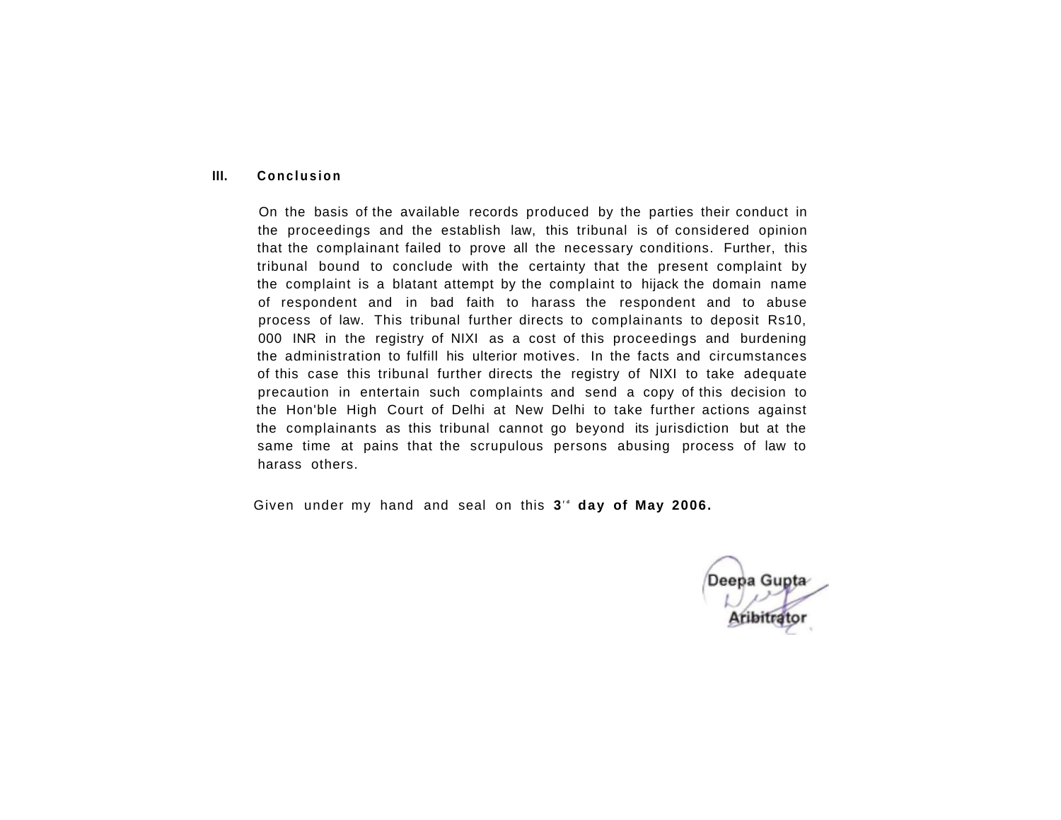### III. Conclusion

On the basis of the available records produced by the parties their conduct in the proceedings and the establish law, this tribunal is of considered opinion that the complainant failed to prove all the necessary conditions. Further, this tribunal bound to conclude with the certainty that the present complaint by the complaint is a blatant attempt by the complaint to hijack the domain name of respondent and in bad faith to harass the respondent and to abuse process of law. This tribunal further directs to complainants to deposit Rs10, 000 INR in the registry of NIXI as a cost of this proceedings and burdening the administration to fulfill his ulterior motives. In the facts and circumstances of this case this tribunal further directs the registry of NIXI to take adequate precaution in entertain such complaints and send a copy of this decision to the Hon'ble High Court of Delhi at New Delhi to take further actions against the complainants as this tribunal cannot go beyond its jurisdiction but at the same time at pains that the scrupulous persons abusing process of law to harass others.

Given under my hand and seal on this **3rd day of May 2006.**

Deepa Gupta
Aribitrator